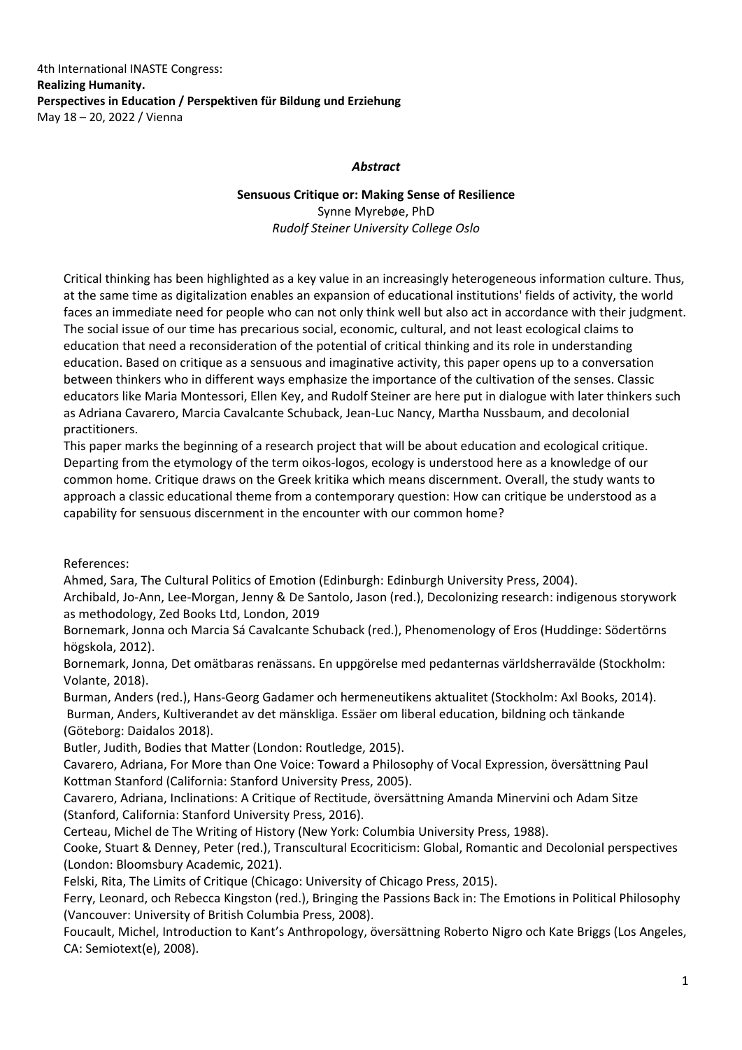4th International INASTE Congress:
**Realizing Humanity.**
**Perspectives in Education / Perspektiven für Bildung und Erziehung**
May 18 – 20, 2022 / Vienna

***Abstract***

**Sensuous Critique or: Making Sense of Resilience**
Synne Myrebøe, PhD
*Rudolf Steiner University College Oslo*

Critical thinking has been highlighted as a key value in an increasingly heterogeneous information culture. Thus, at the same time as digitalization enables an expansion of educational institutions' fields of activity, the world faces an immediate need for people who can not only think well but also act in accordance with their judgment. The social issue of our time has precarious social, economic, cultural, and not least ecological claims to education that need a reconsideration of the potential of critical thinking and its role in understanding education. Based on critique as a sensuous and imaginative activity, this paper opens up to a conversation between thinkers who in different ways emphasize the importance of the cultivation of the senses. Classic educators like Maria Montessori, Ellen Key, and Rudolf Steiner are here put in dialogue with later thinkers such as Adriana Cavarero, Marcia Cavalcante Schuback, Jean-Luc Nancy, Martha Nussbaum, and decolonial practitioners.
This paper marks the beginning of a research project that will be about education and ecological critique. Departing from the etymology of the term oikos-logos, ecology is understood here as a knowledge of our common home. Critique draws on the Greek kritika which means discernment. Overall, the study wants to approach a classic educational theme from a contemporary question: How can critique be understood as a capability for sensuous discernment in the encounter with our common home?

References:
Ahmed, Sara, The Cultural Politics of Emotion (Edinburgh: Edinburgh University Press, 2004).
Archibald, Jo-Ann, Lee-Morgan, Jenny & De Santolo, Jason (red.), Decolonizing research: indigenous storywork as methodology, Zed Books Ltd, London, 2019
Bornemark, Jonna och Marcia Sá Cavalcante Schuback (red.), Phenomenology of Eros (Huddinge: Södertörns högskola, 2012).
Bornemark, Jonna, Det omätbaras renässans. En uppgörelse med pedanternas världsherravälde (Stockholm: Volante, 2018).
Burman, Anders (red.), Hans-Georg Gadamer och hermeneutikens aktualitet (Stockholm: Axl Books, 2014).
Burman, Anders, Kultiverandet av det mänskliga. Essäer om liberal education, bildning och tänkande (Göteborg: Daidalos 2018).
Butler, Judith, Bodies that Matter (London: Routledge, 2015).
Cavarero, Adriana, For More than One Voice: Toward a Philosophy of Vocal Expression, översättning Paul Kottman Stanford (California: Stanford University Press, 2005).
Cavarero, Adriana, Inclinations: A Critique of Rectitude, översättning Amanda Minervini och Adam Sitze (Stanford, California: Stanford University Press, 2016).
Certeau, Michel de The Writing of History (New York: Columbia University Press, 1988).
Cooke, Stuart & Denney, Peter (red.), Transcultural Ecocriticism: Global, Romantic and Decolonial perspectives (London: Bloomsbury Academic, 2021).
Felski, Rita, The Limits of Critique (Chicago: University of Chicago Press, 2015).
Ferry, Leonard, och Rebecca Kingston (red.), Bringing the Passions Back in: The Emotions in Political Philosophy (Vancouver: University of British Columbia Press, 2008).
Foucault, Michel, Introduction to Kant's Anthropology, översättning Roberto Nigro och Kate Briggs (Los Angeles, CA: Semiotext(e), 2008).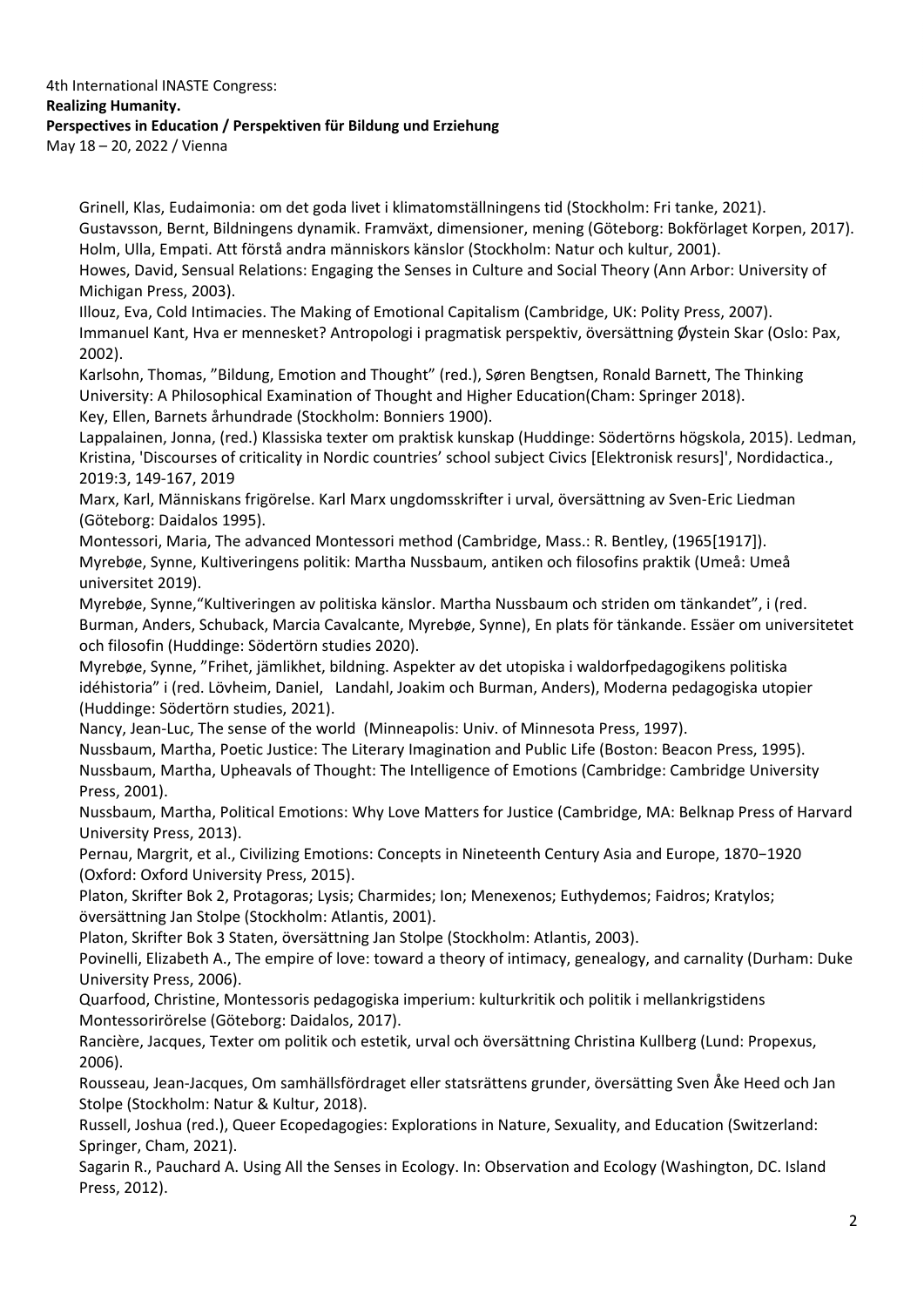Grinell, Klas, Eudaimonia: om det goda livet i klimatomställningens tid (Stockholm: Fri tanke, 2021).
Gustavsson, Bernt, Bildningens dynamik. Framväxt, dimensioner, mening (Göteborg: Bokförlaget Korpen, 2017).
Holm, Ulla, Empati. Att förstå andra människors känslor (Stockholm: Natur och kultur, 2001).
Howes, David, Sensual Relations: Engaging the Senses in Culture and Social Theory (Ann Arbor: University of Michigan Press, 2003).
Illouz, Eva, Cold Intimacies. The Making of Emotional Capitalism (Cambridge, UK: Polity Press, 2007).
Immanuel Kant, Hva er mennesket? Antropologi i pragmatisk perspektiv, översättning Øystein Skar (Oslo: Pax, 2002).
Karlsohn, Thomas, "Bildung, Emotion and Thought" (red.), Søren Bengtsen, Ronald Barnett, The Thinking University: A Philosophical Examination of Thought and Higher Education(Cham: Springer 2018).
Key, Ellen, Barnets århundrade (Stockholm: Bonniers 1900).
Lappalainen, Jonna, (red.) Klassiska texter om praktisk kunskap (Huddinge: Södertörns högskola, 2015). Ledman, Kristina, 'Discourses of criticality in Nordic countries' school subject Civics [Elektronisk resurs]', Nordidactica., 2019:3, 149-167, 2019
Marx, Karl, Människans frigörelse. Karl Marx ungdomsskrifter i urval, översättning av Sven-Eric Liedman (Göteborg: Daidalos 1995).
Montessori, Maria, The advanced Montessori method (Cambridge, Mass.: R. Bentley, (1965[1917]).
Myrebøe, Synne, Kultiveringens politik: Martha Nussbaum, antiken och filosofins praktik (Umeå: Umeå universitet 2019).
Myrebøe, Synne,"Kultiveringen av politiska känslor. Martha Nussbaum och striden om tänkandet", i (red. Burman, Anders, Schuback, Marcia Cavalcante, Myrebøe, Synne), En plats för tänkande. Essäer om universitetet och filosofin (Huddinge: Södertörn studies 2020).
Myrebøe, Synne, "Frihet, jämlikhet, bildning. Aspekter av det utopiska i waldorfpedagogikens politiska idéhistoria" i (red. Lövheim, Daniel, Landahl, Joakim och Burman, Anders), Moderna pedagogiska utopier (Huddinge: Södertörn studies, 2021).
Nancy, Jean-Luc, The sense of the world (Minneapolis: Univ. of Minnesota Press, 1997).
Nussbaum, Martha, Poetic Justice: The Literary Imagination and Public Life (Boston: Beacon Press, 1995).
Nussbaum, Martha, Upheavals of Thought: The Intelligence of Emotions (Cambridge: Cambridge University Press, 2001).
Nussbaum, Martha, Political Emotions: Why Love Matters for Justice (Cambridge, MA: Belknap Press of Harvard University Press, 2013).
Pernau, Margrit, et al., Civilizing Emotions: Concepts in Nineteenth Century Asia and Europe, 1870−1920 (Oxford: Oxford University Press, 2015).
Platon, Skrifter Bok 2, Protagoras; Lysis; Charmides; Ion; Menexenos; Euthydemos; Faidros; Kratylos; översättning Jan Stolpe (Stockholm: Atlantis, 2001).
Platon, Skrifter Bok 3 Staten, översättning Jan Stolpe (Stockholm: Atlantis, 2003).
Povinelli, Elizabeth A., The empire of love: toward a theory of intimacy, genealogy, and carnality (Durham: Duke University Press, 2006).
Quarfood, Christine, Montessoris pedagogiska imperium: kulturkritik och politik i mellankrigstidens Montessorirörelse (Göteborg: Daidalos, 2017).
Rancière, Jacques, Texter om politik och estetik, urval och översättning Christina Kullberg (Lund: Propexus, 2006).
Rousseau, Jean-Jacques, Om samhällsfördraget eller statsrättens grunder, översätting Sven Åke Heed och Jan Stolpe (Stockholm: Natur & Kultur, 2018).
Russell, Joshua (red.), Queer Ecopedagogies: Explorations in Nature, Sexuality, and Education (Switzerland: Springer, Cham, 2021).
Sagarin R., Pauchard A. Using All the Senses in Ecology. In: Observation and Ecology (Washington, DC. Island Press, 2012).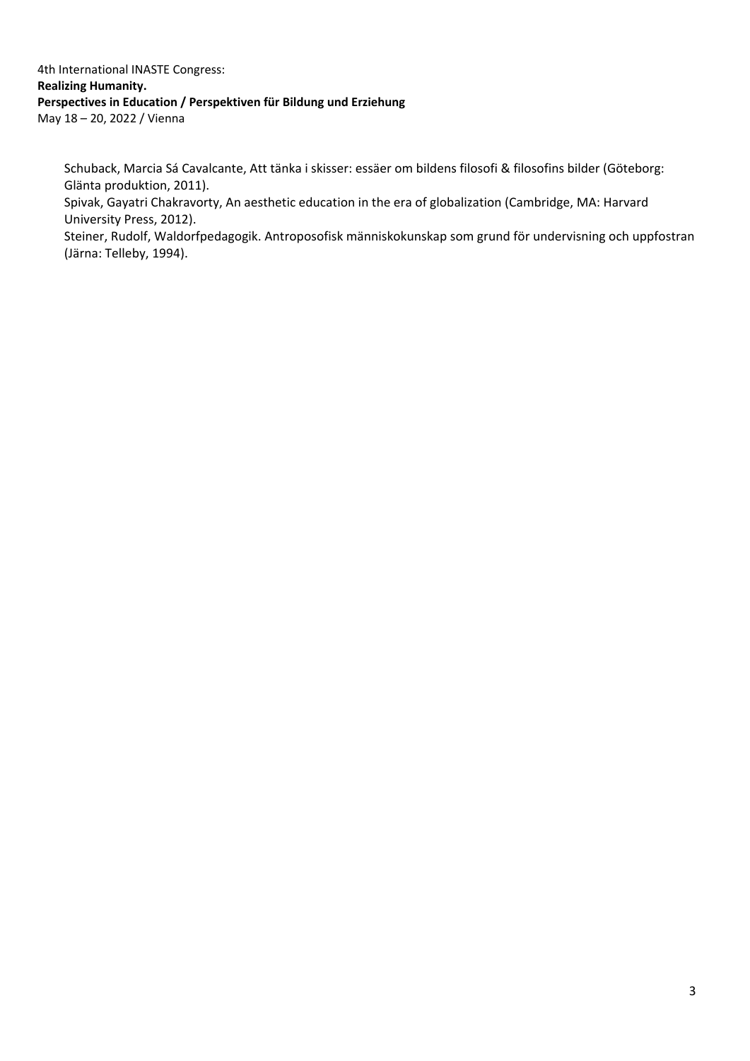Schuback, Marcia Sá Cavalcante, Att tänka i skisser: essäer om bildens filosofi & filosofins bilder (Göteborg: Glänta produktion, 2011).

Spivak, Gayatri Chakravorty, An aesthetic education in the era of globalization (Cambridge, MA: Harvard University Press, 2012).

Steiner, Rudolf, Waldorfpedagogik. Antroposofisk människokunskap som grund för undervisning och uppfostran (Järna: Telleby, 1994).